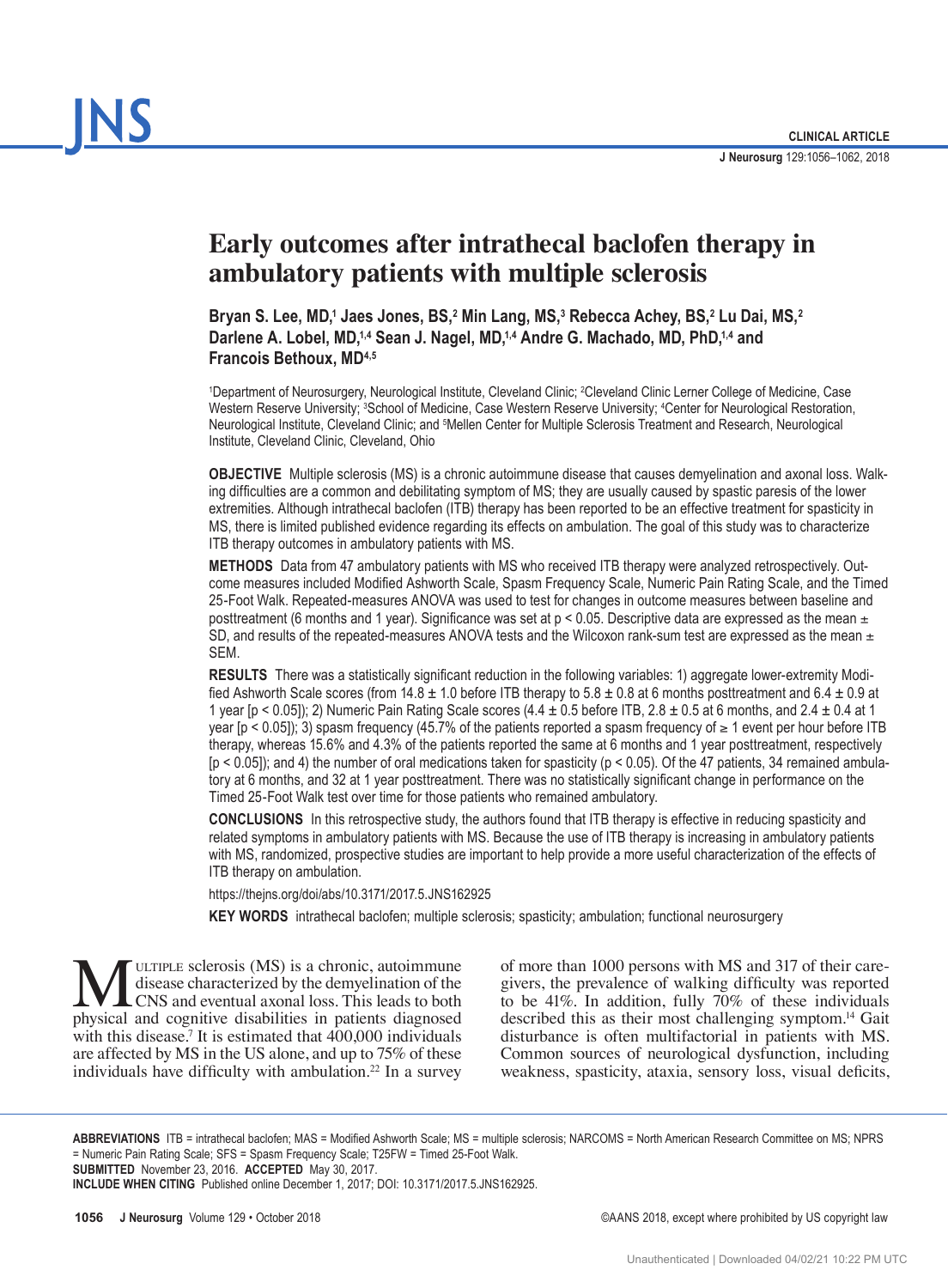CLINICAL ARTICLE

# Early outcomes after intrathecal baclofen therapy in ambulatory patients with multiple sclerosis

**Bryan S. Lee, MD,[1] Jaes Jones, BS,[2] Min Lang, MS,[3] Rebecca Achey, BS,[2] Lu Dai, MS,[2] Darlene A. Lobel, MD,[1,4] Sean J. Nagel, MD,[1,4] Andre G. Machado, MD, PhD,[1,4] and Francois Bethoux, MD[4,5]**

[1]Department of Neurosurgery, Neurological Institute, Cleveland Clinic; [2]Cleveland Clinic Lerner College of Medicine, Case Western Reserve University; [3]School of Medicine, Case Western Reserve University; [4]Center for Neurological Restoration, Neurological Institute, Cleveland Clinic; and [5]Mellen Center for Multiple Sclerosis Treatment and Research, Neurological Institute, Cleveland Clinic, Cleveland, Ohio

**OBJECTIVE** Multiple sclerosis (MS) is a chronic autoimmune disease that causes demyelination and axonal loss. Walking difficulties are a common and debilitating symptom of MS; they are usually caused by spastic paresis of the lower extremities. Although intrathecal baclofen (ITB) therapy has been reported to be an effective treatment for spasticity in MS, there is limited published evidence regarding its effects on ambulation. The goal of this study was to characterize ITB therapy outcomes in ambulatory patients with MS.

**METHODS** Data from 47 ambulatory patients with MS who received ITB therapy were analyzed retrospectively. Outcome measures included Modified Ashworth Scale, Spasm Frequency Scale, Numeric Pain Rating Scale, and the Timed 25-Foot Walk. Repeated-measures ANOVA was used to test for changes in outcome measures between baseline and posttreatment (6 months and 1 year). Significance was set at $p < 0.05$. Descriptive data are expressed as the mean ± SD, and results of the repeated-measures ANOVA tests and the Wilcoxon rank-sum test are expressed as the mean ± SEM.

**RESULTS** There was a statistically significant reduction in the following variables: 1) aggregate lower-extremity Modified Ashworth Scale scores (from 14.8 ± 1.0 before ITB therapy to 5.8 ± 0.8 at 6 months posttreatment and 6.4 ± 0.9 at 1 year [$p < 0.05$]); 2) Numeric Pain Rating Scale scores (4.4 ± 0.5 before ITB, 2.8 ± 0.5 at 6 months, and 2.4 ± 0.4 at 1 year [$p < 0.05$]); 3) spasm frequency (45.7% of the patients reported a spasm frequency of ≥ 1 event per hour before ITB therapy, whereas 15.6% and 4.3% of the patients reported the same at 6 months and 1 year posttreatment, respectively [$p < 0.05$]); and 4) the number of oral medications taken for spasticity ($p < 0.05$). Of the 47 patients, 34 remained ambulatory at 6 months, and 32 at 1 year posttreatment. There was no statistically significant change in performance on the Timed 25-Foot Walk test over time for those patients who remained ambulatory.

**CONCLUSIONS** In this retrospective study, the authors found that ITB therapy is effective in reducing spasticity and related symptoms in ambulatory patients with MS. Because the use of ITB therapy is increasing in ambulatory patients with MS, randomized, prospective studies are important to help provide a more useful characterization of the effects of ITB therapy on ambulation.

https://thejns.org/doi/abs/10.3171/2017.5.JNS162925

**KEY WORDS** intrathecal baclofen; multiple sclerosis; spasticity; ambulation; functional neurosurgery

Multiple sclerosis (MS) is a chronic, autoimmune disease characterized by the demyelination of the CNS and eventual axonal loss. This leads to both physical and cognitive disabilities in patients diagnosed with this disease.[7] It is estimated that 400,000 individuals are affected by MS in the US alone, and up to 75% of these individuals have difficulty with ambulation.[22] In a survey of more than 1000 persons with MS and 317 of their caregivers, the prevalence of walking difficulty was reported to be 41%. In addition, fully 70% of these individuals described this as their most challenging symptom.[14] Gait disturbance is often multifactorial in patients with MS. Common sources of neurological dysfunction, including weakness, spasticity, ataxia, sensory loss, visual deficits,

**ABBREVIATIONS** ITB = intrathecal baclofen; MAS = Modified Ashworth Scale; MS = multiple sclerosis; NARCOMS = North American Research Committee on MS; NPRS = Numeric Pain Rating Scale; SFS = Spasm Frequency Scale; T25FW = Timed 25-Foot Walk.
**SUBMITTED** November 23, 2016. **ACCEPTED** May 30, 2017.
**INCLUDE WHEN CITING** Published online December 1, 2017; DOI: 10.3171/2017.5.JNS162925.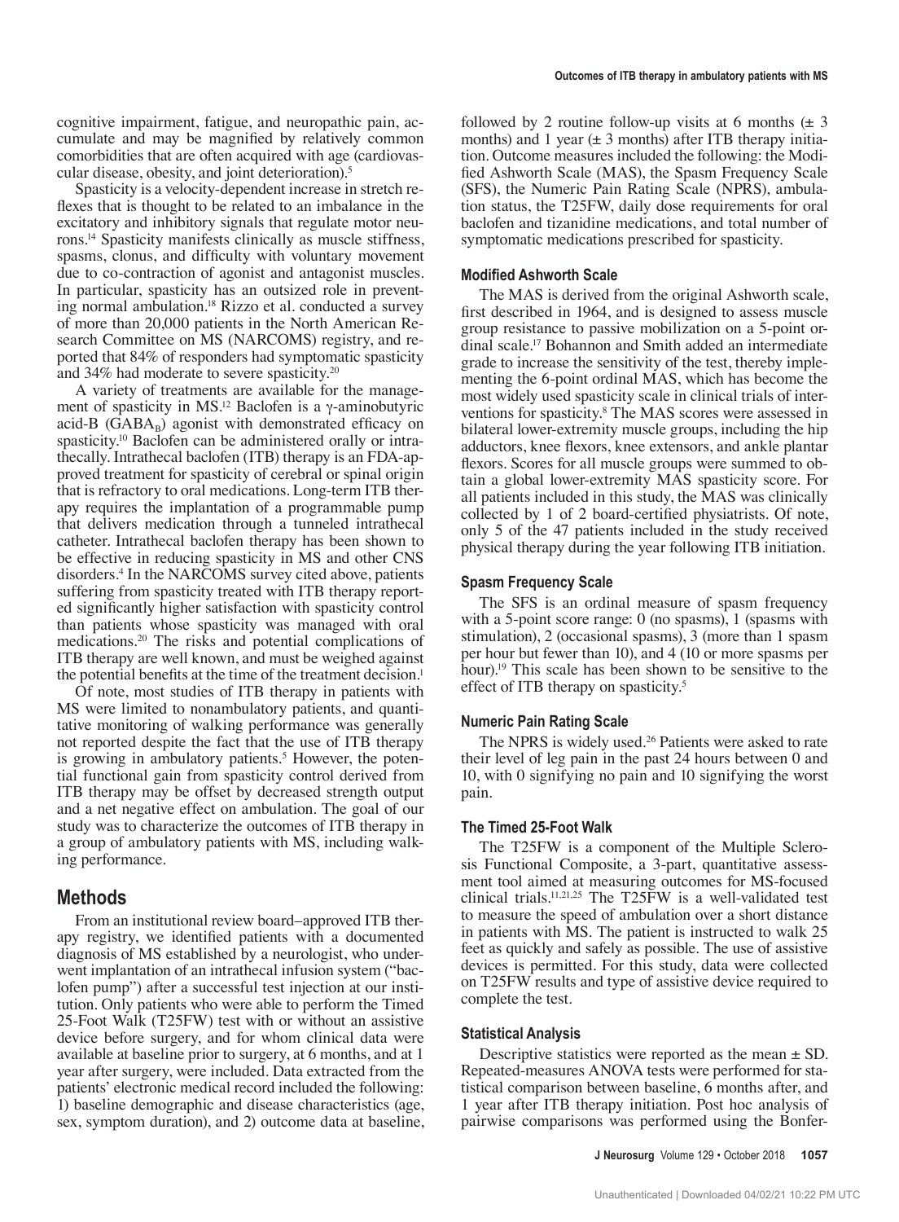cognitive impairment, fatigue, and neuropathic pain, accumulate and may be magnified by relatively common comorbidities that are often acquired with age (cardiovascular disease, obesity, and joint deterioration).[5]

Spasticity is a velocity-dependent increase in stretch reflexes that is thought to be related to an imbalance in the excitatory and inhibitory signals that regulate motor neurons.[14] Spasticity manifests clinically as muscle stiffness, spasms, clonus, and difficulty with voluntary movement due to co-contraction of agonist and antagonist muscles. In particular, spasticity has an outsized role in preventing normal ambulation.[18] Rizzo et al. conducted a survey of more than 20,000 patients in the North American Research Committee on MS (NARCOMS) registry, and reported that 84% of responders had symptomatic spasticity and 34% had moderate to severe spasticity.[20]

A variety of treatments are available for the management of spasticity in MS.[12] Baclofen is a γ-aminobutyric acid-B ($GABA_B$) agonist with demonstrated efficacy on spasticity.[10] Baclofen can be administered orally or intrathecally. Intrathecal baclofen (ITB) therapy is an FDA-approved treatment for spasticity of cerebral or spinal origin that is refractory to oral medications. Long-term ITB therapy requires the implantation of a programmable pump that delivers medication through a tunneled intrathecal catheter. Intrathecal baclofen therapy has been shown to be effective in reducing spasticity in MS and other CNS disorders.[4] In the NARCOMS survey cited above, patients suffering from spasticity treated with ITB therapy reported significantly higher satisfaction with spasticity control than patients whose spasticity was managed with oral medications.[20] The risks and potential complications of ITB therapy are well known, and must be weighed against the potential benefits at the time of the treatment decision.[1]

Of note, most studies of ITB therapy in patients with MS were limited to nonambulatory patients, and quantitative monitoring of walking performance was generally not reported despite the fact that the use of ITB therapy is growing in ambulatory patients.[5] However, the potential functional gain from spasticity control derived from ITB therapy may be offset by decreased strength output and a net negative effect on ambulation. The goal of our study was to characterize the outcomes of ITB therapy in a group of ambulatory patients with MS, including walking performance.

## Methods

From an institutional review board–approved ITB therapy registry, we identified patients with a documented diagnosis of MS established by a neurologist, who underwent implantation of an intrathecal infusion system ("baclofen pump") after a successful test injection at our institution. Only patients who were able to perform the Timed 25-Foot Walk (T25FW) test with or without an assistive device before surgery, and for whom clinical data were available at baseline prior to surgery, at 6 months, and at 1 year after surgery, were included. Data extracted from the patients' electronic medical record included the following: 1) baseline demographic and disease characteristics (age, sex, symptom duration), and 2) outcome data at baseline, followed by 2 routine follow-up visits at 6 months (± 3 months) and 1 year (± 3 months) after ITB therapy initiation. Outcome measures included the following: the Modified Ashworth Scale (MAS), the Spasm Frequency Scale (SFS), the Numeric Pain Rating Scale (NPRS), ambulation status, the T25FW, daily dose requirements for oral baclofen and tizanidine medications, and total number of symptomatic medications prescribed for spasticity.

### Modified Ashworth Scale

The MAS is derived from the original Ashworth scale, first described in 1964, and is designed to assess muscle group resistance to passive mobilization on a 5-point ordinal scale.[17] Bohannon and Smith added an intermediate grade to increase the sensitivity of the test, thereby implementing the 6-point ordinal MAS, which has become the most widely used spasticity scale in clinical trials of interventions for spasticity.[8] The MAS scores were assessed in bilateral lower-extremity muscle groups, including the hip adductors, knee flexors, knee extensors, and ankle plantar flexors. Scores for all muscle groups were summed to obtain a global lower-extremity MAS spasticity score. For all patients included in this study, the MAS was clinically collected by 1 of 2 board-certified physiatrists. Of note, only 5 of the 47 patients included in the study received physical therapy during the year following ITB initiation.

### Spasm Frequency Scale

The SFS is an ordinal measure of spasm frequency with a 5-point score range: 0 (no spasms), 1 (spasms with stimulation), 2 (occasional spasms), 3 (more than 1 spasm per hour but fewer than 10), and 4 (10 or more spasms per hour).[19] This scale has been shown to be sensitive to the effect of ITB therapy on spasticity.[5]

### Numeric Pain Rating Scale

The NPRS is widely used.[26] Patients were asked to rate their level of leg pain in the past 24 hours between 0 and 10, with 0 signifying no pain and 10 signifying the worst pain.

### The Timed 25-Foot Walk

The T25FW is a component of the Multiple Sclerosis Functional Composite, a 3-part, quantitative assessment tool aimed at measuring outcomes for MS-focused clinical trials.[11,21,25] The T25FW is a well-validated test to measure the speed of ambulation over a short distance in patients with MS. The patient is instructed to walk 25 feet as quickly and safely as possible. The use of assistive devices is permitted. For this study, data were collected on T25FW results and type of assistive device required to complete the test.

### Statistical Analysis

Descriptive statistics were reported as the mean ± SD. Repeated-measures ANOVA tests were performed for statistical comparison between baseline, 6 months after, and 1 year after ITB therapy initiation. Post hoc analysis of pairwise comparisons was performed using the Bonfer-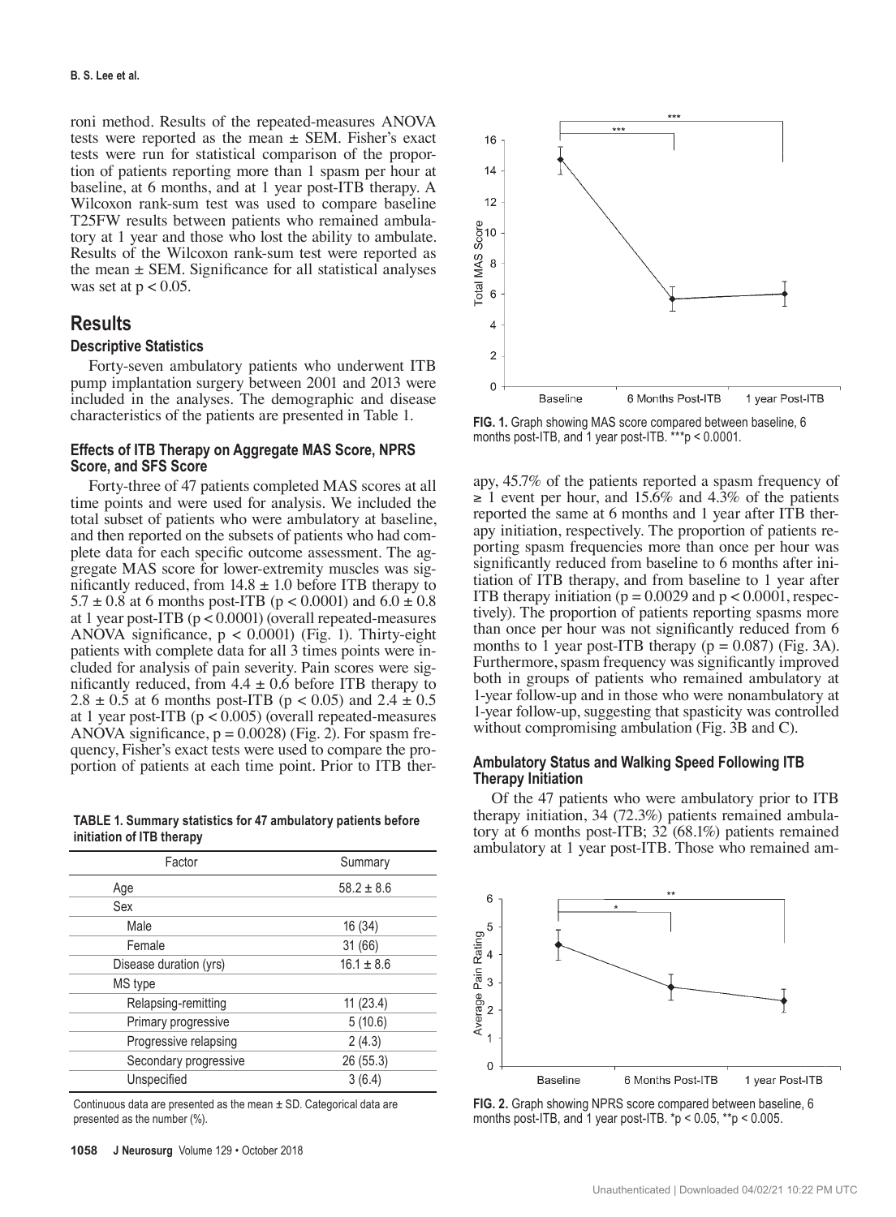roni method. Results of the repeated-measures ANOVA tests were reported as the mean ± SEM. Fisher's exact tests were run for statistical comparison of the proportion of patients reporting more than 1 spasm per hour at baseline, at 6 months, and at 1 year post-ITB therapy. A Wilcoxon rank-sum test was used to compare baseline T25FW results between patients who remained ambulatory at 1 year and those who lost the ability to ambulate. Results of the Wilcoxon rank-sum test were reported as the mean ± SEM. Significance for all statistical analyses was set at $p < 0.05$.

## Results

### Descriptive Statistics

Forty-seven ambulatory patients who underwent ITB pump implantation surgery between 2001 and 2013 were included in the analyses. The demographic and disease characteristics of the patients are presented in Table 1.

### Effects of ITB Therapy on Aggregate MAS Score, NPRS Score, and SFS Score

Forty-three of 47 patients completed MAS scores at all time points and were used for analysis. We included the total subset of patients who were ambulatory at baseline, and then reported on the subsets of patients who had complete data for each specific outcome assessment. The aggregate MAS score for lower-extremity muscles was significantly reduced, from 14.8 ± 1.0 before ITB therapy to 5.7 ± 0.8 at 6 months post-ITB ($p < 0.0001$) and 6.0 ± 0.8 at 1 year post-ITB ($p < 0.0001$) (overall repeated-measures ANOVA significance, $p < 0.0001$) (Fig. 1). Thirty-eight patients with complete data for all 3 times points were included for analysis of pain severity. Pain scores were significantly reduced, from 4.4 ± 0.6 before ITB therapy to 2.8 ± 0.5 at 6 months post-ITB ($p < 0.05$) and 2.4 ± 0.5 at 1 year post-ITB ($p < 0.005$) (overall repeated-measures ANOVA significance, $p = 0.0028$) (Fig. 2). For spasm frequency, Fisher's exact tests were used to compare the proportion of patients at each time point. Prior to ITB therapy, 45.7% of the patients reported a spasm frequency of ≥ 1 event per hour, and 15.6% and 4.3% of the patients reported the same at 6 months and 1 year after ITB therapy initiation, respectively. The proportion of patients reporting spasm frequencies more than once per hour was significantly reduced from baseline to 6 months after initiation of ITB therapy, and from baseline to 1 year after ITB therapy initiation ($p = 0.0029$ and $p < 0.0001$, respectively). The proportion of patients reporting spasms more than once per hour was not significantly reduced from 6 months to 1 year post-ITB therapy ($p = 0.087$) (Fig. 3A). Furthermore, spasm frequency was significantly improved both in groups of patients who remained ambulatory at 1-year follow-up and in those who were nonambulatory at 1-year follow-up, suggesting that spasticity was controlled without compromising ambulation (Fig. 3B and C).

**TABLE 1. Summary statistics for 47 ambulatory patients before initiation of ITB therapy**

| Factor | Summary |
|---|---|
| Age | 58.2 ± 8.6 |
| Sex | |
| Male | 16 (34) |
| Female | 31 (66) |
| Disease duration (yrs) | 16.1 ± 8.6 |
| MS type | |
| Relapsing-remitting | 11 (23.4) |
| Primary progressive | 5 (10.6) |
| Progressive relapsing | 2 (4.3) |
| Secondary progressive | 26 (55.3) |
| Unspecified | 3 (6.4) |

Continuous data are presented as the mean ± SD. Categorical data are presented as the number (%).

**FIG. 1.** Graph showing MAS score compared between baseline, 6 months post-ITB, and 1 year post-ITB. ***$p < 0.0001$.

**FIG. 2.** Graph showing NPRS score compared between baseline, 6 months post-ITB, and 1 year post-ITB. *$p < 0.05$, **$p < 0.005$.

### Ambulatory Status and Walking Speed Following ITB Therapy Initiation

Of the 47 patients who were ambulatory prior to ITB therapy initiation, 34 (72.3%) patients remained ambulatory at 6 months post-ITB; 32 (68.1%) patients remained ambulatory at 1 year post-ITB. Those who remained am-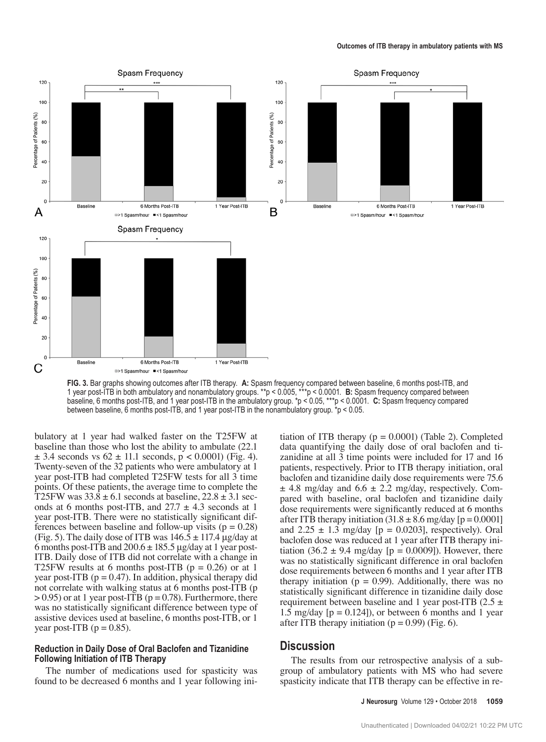FIG. 3. Bar graphs showing outcomes after ITB therapy. **A:** Spasm frequency compared between baseline, 6 months post-ITB, and 1 year post-ITB in both ambulatory and nonambulatory groups. **p < 0.005, ***p < 0.0001. **B:** Spasm frequency compared between baseline, 6 months post-ITB, and 1 year post-ITB in the ambulatory group. *p < 0.05, ***p < 0.0001. **C:** Spasm frequency compared between baseline, 6 months post-ITB, and 1 year post-ITB in the nonambulatory group. *p < 0.05.

bulatory at 1 year had walked faster on the T25FW at baseline than those who lost the ability to ambulate (22.1 ± 3.4 seconds vs 62 ± 11.1 seconds, $p < 0.0001$) (Fig. 4). Twenty-seven of the 32 patients who were ambulatory at 1 year post-ITB had completed T25FW tests for all 3 time points. Of these patients, the average time to complete the T25FW was 33.8 ± 6.1 seconds at baseline, 22.8 ± 3.1 seconds at 6 months post-ITB, and 27.7 ± 4.3 seconds at 1 year post-ITB. There were no statistically significant differences between baseline and follow-up visits ($p = 0.28$) (Fig. 5). The daily dose of ITB was 146.5 ± 117.4 µg/day at 6 months post-ITB and 200.6 ± 185.5 µg/day at 1 year post-ITB. Daily dose of ITB did not correlate with a change in T25FW results at 6 months post-ITB ($p = 0.26$) or at 1 year post-ITB ($p = 0.47$). In addition, physical therapy did not correlate with walking status at 6 months post-ITB ($p > 0.95$) or at 1 year post-ITB ($p = 0.78$). Furthermore, there was no statistically significant difference between type of assistive devices used at baseline, 6 months post-ITB, or 1 year post-ITB ($p = 0.85$).

### Reduction in Daily Dose of Oral Baclofen and Tizanidine Following Initiation of ITB Therapy

The number of medications used for spasticity was found to be decreased 6 months and 1 year following initiation of ITB therapy ($p = 0.0001$) (Table 2). Completed data quantifying the daily dose of oral baclofen and tizanidine at all 3 time points were included for 17 and 16 patients, respectively. Prior to ITB therapy initiation, oral baclofen and tizanidine daily dose requirements were 75.6 ± 4.8 mg/day and 6.6 ± 2.2 mg/day, respectively. Compared with baseline, oral baclofen and tizanidine daily dose requirements were significantly reduced at 6 months after ITB therapy initiation (31.8 ± 8.6 mg/day [$p = 0.0001$] and 2.25 ± 1.3 mg/day [$p = 0.0203$], respectively). Oral baclofen dose was reduced at 1 year after ITB therapy initiation (36.2 ± 9.4 mg/day [$p = 0.0009$]). However, there was no statistically significant difference in oral baclofen dose requirements between 6 months and 1 year after ITB therapy initiation ($p = 0.99$). Additionally, there was no statistically significant difference in tizanidine daily dose requirement between baseline and 1 year post-ITB (2.5 ± 1.5 mg/day [$p = 0.124$]), or between 6 months and 1 year after ITB therapy initiation ($p = 0.99$) (Fig. 6).

## Discussion

The results from our retrospective analysis of a subgroup of ambulatory patients with MS who had severe spasticity indicate that ITB therapy can be effective in re-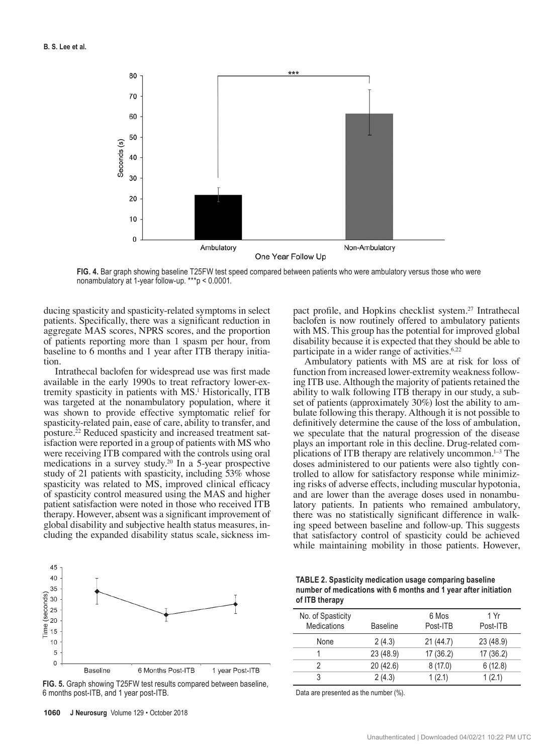FIG. 4. Bar graph showing baseline T25FW test speed compared between patients who were ambulatory versus those who were nonambulatory at 1-year follow-up. ***p < 0.0001.

ducing spasticity and spasticity-related symptoms in select patients. Specifically, there was a significant reduction in aggregate MAS scores, NPRS scores, and the proportion of patients reporting more than 1 spasm per hour, from baseline to 6 months and 1 year after ITB therapy initiation.

Intrathecal baclofen for widespread use was first made available in the early 1990s to treat refractory lower-extremity spasticity in patients with MS.[1] Historically, ITB was targeted at the nonambulatory population, where it was shown to provide effective symptomatic relief for spasticity-related pain, ease of care, ability to transfer, and posture.[22] Reduced spasticity and increased treatment satisfaction were reported in a group of patients with MS who were receiving ITB compared with the controls using oral medications in a survey study.[20] In a 5-year prospective study of 21 patients with spasticity, including 53% whose spasticity was related to MS, improved clinical efficacy of spasticity control measured using the MAS and higher patient satisfaction were noted in those who received ITB therapy. However, absent was a significant improvement of global disability and subjective health status measures, including the expanded disability status scale, sickness impact profile, and Hopkins checklist system.[27] Intrathecal baclofen is now routinely offered to ambulatory patients with MS. This group has the potential for improved global disability because it is expected that they should be able to participate in a wider range of activities.[6,22]

Ambulatory patients with MS are at risk for loss of function from increased lower-extremity weakness following ITB use. Although the majority of patients retained the ability to walk following ITB therapy in our study, a subset of patients (approximately 30%) lost the ability to ambulate following this therapy. Although it is not possible to definitively determine the cause of the loss of ambulation, we speculate that the natural progression of the disease plays an important role in this decline. Drug-related complications of ITB therapy are relatively uncommon.[1–3] The doses administered to our patients were also tightly controlled to allow for satisfactory response while minimizing risks of adverse effects, including muscular hypotonia, and are lower than the average doses used in nonambulatory patients. In patients who remained ambulatory, there was no statistically significant difference in walking speed between baseline and follow-up. This suggests that satisfactory control of spasticity could be achieved while maintaining mobility in those patients. However,

FIG. 5. Graph showing T25FW test results compared between baseline, 6 months post-ITB, and 1 year post-ITB.

**TABLE 2. Spasticity medication usage comparing baseline number of medications with 6 months and 1 year after initiation of ITB therapy**

| No. of Spasticity Medications | Baseline | 6 Mos Post-ITB | 1 Yr Post-ITB |
|---|---|---|---|
| None | 2 (4.3) | 21 (44.7) | 23 (48.9) |
| 1 | 23 (48.9) | 17 (36.2) | 17 (36.2) |
| 2 | 20 (42.6) | 8 (17.0) | 6 (12.8) |
| 3 | 2 (4.3) | 1 (2.1) | 1 (2.1) |

Data are presented as the number (%).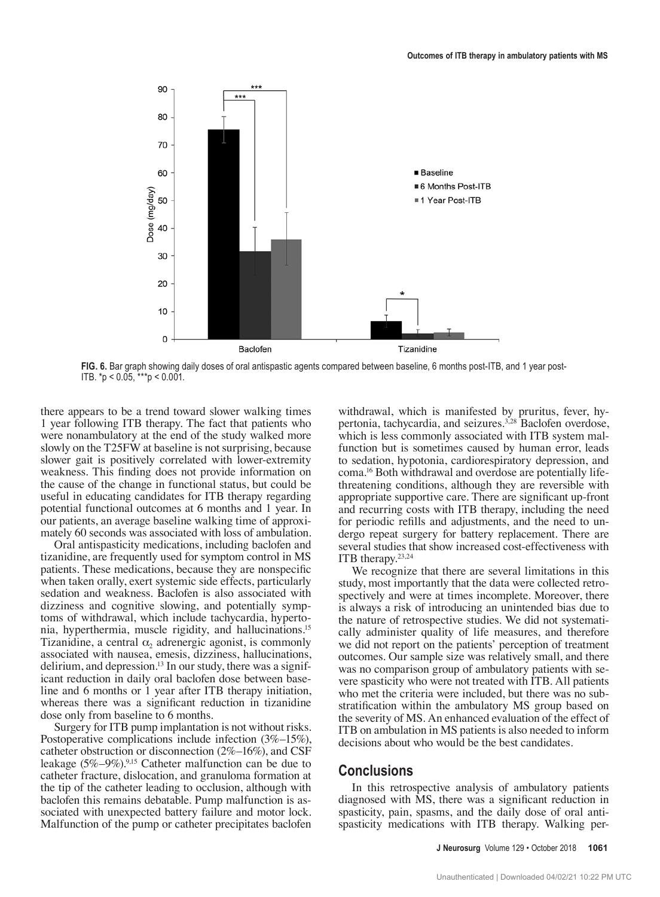FIG. 6. Bar graph showing daily doses of oral antispastic agents compared between baseline, 6 months post-ITB, and 1 year post-ITB. $^{*}p < 0.05$, $^{***}p < 0.001$.

there appears to be a trend toward slower walking times 1 year following ITB therapy. The fact that patients who were nonambulatory at the end of the study walked more slowly on the T25FW at baseline is not surprising, because slower gait is positively correlated with lower-extremity weakness. This finding does not provide information on the cause of the change in functional status, but could be useful in educating candidates for ITB therapy regarding potential functional outcomes at 6 months and 1 year. In our patients, an average baseline walking time of approximately 60 seconds was associated with loss of ambulation.

Oral antispasticity medications, including baclofen and tizanidine, are frequently used for symptom control in MS patients. These medications, because they are nonspecific when taken orally, exert systemic side effects, particularly sedation and weakness. Baclofen is also associated with dizziness and cognitive slowing, and potentially symptoms of withdrawal, which include tachycardia, hypertonia, hyperthermia, muscle rigidity, and hallucinations.[15] Tizanidine, a central $\alpha_2$ adrenergic agonist, is commonly associated with nausea, emesis, dizziness, hallucinations, delirium, and depression.[13] In our study, there was a significant reduction in daily oral baclofen dose between baseline and 6 months or 1 year after ITB therapy initiation, whereas there was a significant reduction in tizanidine dose only from baseline to 6 months.

Surgery for ITB pump implantation is not without risks. Postoperative complications include infection (3%–15%), catheter obstruction or disconnection (2%–16%), and CSF leakage (5%–9%).[9,15] Catheter malfunction can be due to catheter fracture, dislocation, and granuloma formation at the tip of the catheter leading to occlusion, although with baclofen this remains debatable. Pump malfunction is associated with unexpected battery failure and motor lock. Malfunction of the pump or catheter precipitates baclofen withdrawal, which is manifested by pruritus, fever, hypertonia, tachycardia, and seizures.[3,28] Baclofen overdose, which is less commonly associated with ITB system malfunction but is sometimes caused by human error, leads to sedation, hypotonia, cardiorespiratory depression, and coma.[16] Both withdrawal and overdose are potentially life-threatening conditions, although they are reversible with appropriate supportive care. There are significant up-front and recurring costs with ITB therapy, including the need for periodic refills and adjustments, and the need to undergo repeat surgery for battery replacement. There are several studies that show increased cost-effectiveness with ITB therapy.[23,24]

We recognize that there are several limitations in this study, most importantly that the data were collected retrospectively and were at times incomplete. Moreover, there is always a risk of introducing an unintended bias due to the nature of retrospective studies. We did not systematically administer quality of life measures, and therefore we did not report on the patients' perception of treatment outcomes. Our sample size was relatively small, and there was no comparison group of ambulatory patients with severe spasticity who were not treated with ITB. All patients who met the criteria were included, but there was no substratification within the ambulatory MS group based on the severity of MS. An enhanced evaluation of the effect of ITB on ambulation in MS patients is also needed to inform decisions about who would be the best candidates.

## Conclusions

In this retrospective analysis of ambulatory patients diagnosed with MS, there was a significant reduction in spasticity, pain, spasms, and the daily dose of oral antispasticity medications with ITB therapy. Walking per-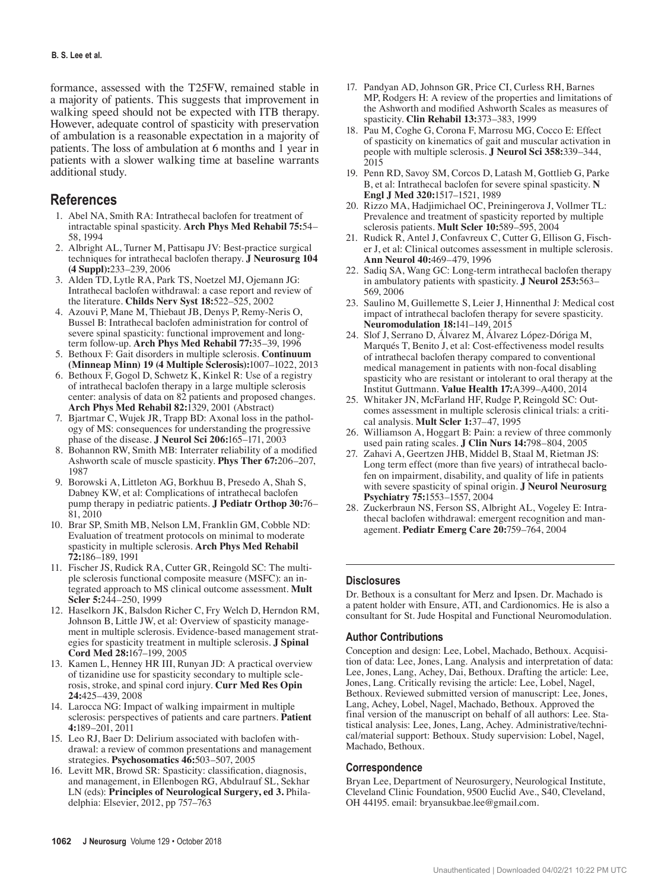formance, assessed with the T25FW, remained stable in a majority of patients. This suggests that improvement in walking speed should not be expected with ITB therapy. However, adequate control of spasticity with preservation of ambulation is a reasonable expectation in a majority of patients. The loss of ambulation at 6 months and 1 year in patients with a slower walking time at baseline warrants additional study.

## References

1. Abel NA, Smith RA: Intrathecal baclofen for treatment of intractable spinal spasticity. **Arch Phys Med Rehabil 75:**54–58, 1994
2. Albright AL, Turner M, Pattisapu JV: Best-practice surgical techniques for intrathecal baclofen therapy. **J Neurosurg 104 (4 Suppl):**233–239, 2006
3. Alden TD, Lytle RA, Park TS, Noetzel MJ, Ojemann JG: Intrathecal baclofen withdrawal: a case report and review of the literature. **Childs Nerv Syst 18:**522–525, 2002
4. Azouvi P, Mane M, Thiebaut JB, Denys P, Remy-Neris O, Bussel B: Intrathecal baclofen administration for control of severe spinal spasticity: functional improvement and long-term follow-up. **Arch Phys Med Rehabil 77:**35–39, 1996
5. Bethoux F: Gait disorders in multiple sclerosis. **Continuum (Minneap Minn) 19 (4 Multiple Sclerosis):**1007–1022, 2013
6. Bethoux F, Gogol D, Schwetz K, Kinkel R: Use of a registry of intrathecal baclofen therapy in a large multiple sclerosis center: analysis of data on 82 patients and proposed changes. **Arch Phys Med Rehabil 82:**1329, 2001 (Abstract)
7. Bjartmar C, Wujek JR, Trapp BD: Axonal loss in the pathology of MS: consequences for understanding the progressive phase of the disease. **J Neurol Sci 206:**165–171, 2003
8. Bohannon RW, Smith MB: Interrater reliability of a modified Ashworth scale of muscle spasticity. **Phys Ther 67:**206–207, 1987
9. Borowski A, Littleton AG, Borkhuu B, Presedo A, Shah S, Dabney KW, et al: Complications of intrathecal baclofen pump therapy in pediatric patients. **J Pediatr Orthop 30:**76–81, 2010
10. Brar SP, Smith MB, Nelson LM, Franklin GM, Cobble ND: Evaluation of treatment protocols on minimal to moderate spasticity in multiple sclerosis. **Arch Phys Med Rehabil 72:**186–189, 1991
11. Fischer JS, Rudick RA, Cutter GR, Reingold SC: The multiple sclerosis functional composite measure (MSFC): an integrated approach to MS clinical outcome assessment. **Mult Scler 5:**244–250, 1999
12. Haselkorn JK, Balsdon Richer C, Fry Welch D, Herndon RM, Johnson B, Little JW, et al: Overview of spasticity management in multiple sclerosis. Evidence-based management strategies for spasticity treatment in multiple sclerosis. **J Spinal Cord Med 28:**167–199, 2005
13. Kamen L, Henney HR III, Runyan JD: A practical overview of tizanidine use for spasticity secondary to multiple sclerosis, stroke, and spinal cord injury. **Curr Med Res Opin 24:**425–439, 2008
14. Larocca NG: Impact of walking impairment in multiple sclerosis: perspectives of patients and care partners. **Patient 4:**189–201, 2011
15. Leo RJ, Baer D: Delirium associated with baclofen withdrawal: a review of common presentations and management strategies. **Psychosomatics 46:**503–507, 2005
16. Levitt MR, Browd SR: Spasticity: classification, diagnosis, and management, in Ellenbogen RG, Abdulrauf SL, Sekhar LN (eds): **Principles of Neurological Surgery, ed 3.** Philadelphia: Elsevier, 2012, pp 757–763
17. Pandyan AD, Johnson GR, Price CI, Curless RH, Barnes MP, Rodgers H: A review of the properties and limitations of the Ashworth and modified Ashworth Scales as measures of spasticity. **Clin Rehabil 13:**373–383, 1999
18. Pau M, Coghe G, Corona F, Marrosu MG, Cocco E: Effect of spasticity on kinematics of gait and muscular activation in people with multiple sclerosis. **J Neurol Sci 358:**339–344, 2015
19. Penn RD, Savoy SM, Corcos D, Latash M, Gottlieb G, Parke B, et al: Intrathecal baclofen for severe spinal spasticity. **N Engl J Med 320:**1517–1521, 1989
20. Rizzo MA, Hadjimichael OC, Preiningerova J, Vollmer TL: Prevalence and treatment of spasticity reported by multiple sclerosis patients. **Mult Scler 10:**589–595, 2004
21. Rudick R, Antel J, Confavreux C, Cutter G, Ellison G, Fischer J, et al: Clinical outcomes assessment in multiple sclerosis. **Ann Neurol 40:**469–479, 1996
22. Sadiq SA, Wang GC: Long-term intrathecal baclofen therapy in ambulatory patients with spasticity. **J Neurol 253:**563–569, 2006
23. Saulino M, Guillemette S, Leier J, Hinnenthal J: Medical cost impact of intrathecal baclofen therapy for severe spasticity. **Neuromodulation 18:**141–149, 2015
24. Slof J, Serrano D, Álvarez M, Álvarez López-Dóriga M, Marqués T, Benito J, et al: Cost-effectiveness model results of intrathecal baclofen therapy compared to conventional medical management in patients with non-focal disabling spasticity who are resistant or intolerant to oral therapy at the Institut Guttmann. **Value Health 17:**A399–A400, 2014
25. Whitaker JN, McFarland HF, Rudge P, Reingold SC: Outcomes assessment in multiple sclerosis clinical trials: a critical analysis. **Mult Scler 1:**37–47, 1995
26. Williamson A, Hoggart B: Pain: a review of three commonly used pain rating scales. **J Clin Nurs 14:**798–804, 2005
27. Zahavi A, Geertzen JHB, Middel B, Staal M, Rietman JS: Long term effect (more than five years) of intrathecal baclofen on impairment, disability, and quality of life in patients with severe spasticity of spinal origin. **J Neurol Neurosurg Psychiatry 75:**1553–1557, 2004
28. Zuckerbraun NS, Ferson SS, Albright AL, Vogeley E: Intrathecal baclofen withdrawal: emergent recognition and management. **Pediatr Emerg Care 20:**759–764, 2004

### Disclosures

Dr. Bethoux is a consultant for Merz and Ipsen. Dr. Machado is a patent holder with Ensure, ATI, and Cardionomics. He is also a consultant for St. Jude Hospital and Functional Neuromodulation.

### Author Contributions

Conception and design: Lee, Lobel, Machado, Bethoux. Acquisition of data: Lee, Jones, Lang. Analysis and interpretation of data: Lee, Jones, Lang, Achey, Dai, Bethoux. Drafting the article: Lee, Jones, Lang. Critically revising the article: Lee, Lobel, Nagel, Bethoux. Reviewed submitted version of manuscript: Lee, Jones, Lang, Achey, Lobel, Nagel, Machado, Bethoux. Approved the final version of the manuscript on behalf of all authors: Lee. Statistical analysis: Lee, Jones, Lang, Achey. Administrative/technical/material support: Bethoux. Study supervision: Lobel, Nagel, Machado, Bethoux.

### Correspondence

Bryan Lee, Department of Neurosurgery, Neurological Institute, Cleveland Clinic Foundation, 9500 Euclid Ave., S40, Cleveland, OH 44195. email: bryansukbae.lee@gmail.com.